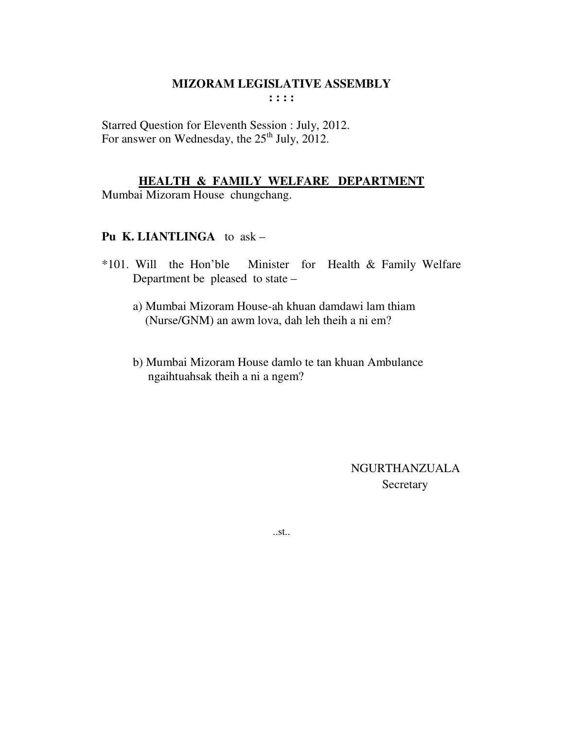**MIZORAM LEGISLATIVE ASSEMBLY**
**: : : :**

Starred Question for Eleventh Session : July, 2012.
For answer on Wednesday, the 25th July, 2012.

**HEALTH & FAMILY WELFARE DEPARTMENT**
Mumbai Mizoram House chungchang.

**Pu K. LIANTLINGA** to ask –

*101. Will the Hon'ble Minister for Health & Family Welfare Department be pleased to state –

a) Mumbai Mizoram House-ah khuan damdawi lam thiam (Nurse/GNM) an awm lova, dah leh theih a ni em?

b) Mumbai Mizoram House damlo te tan khuan Ambulance ngaihtuahsak theih a ni a ngem?

NGURTHANZUALA
Secretary

..st..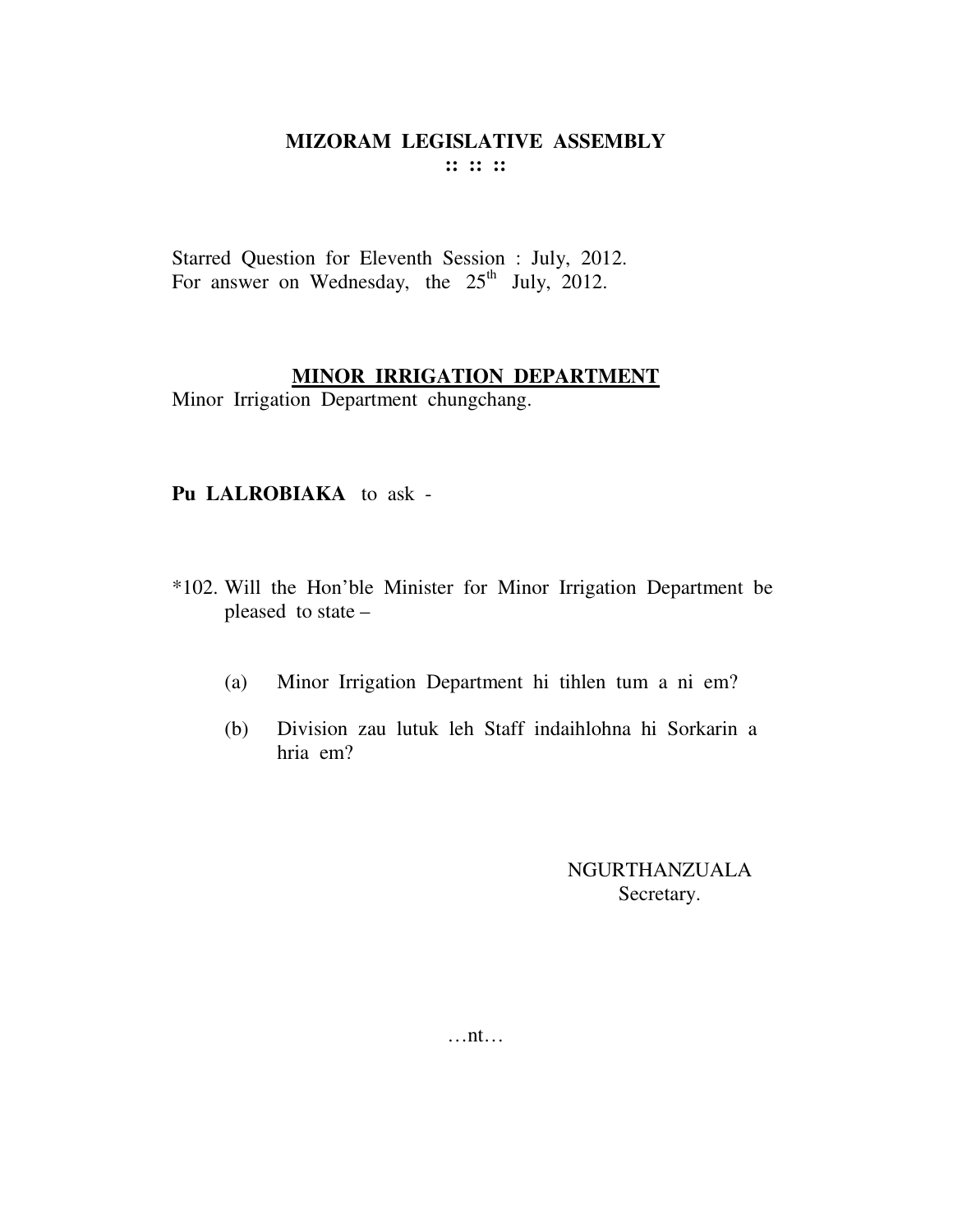# MIZORAM LEGISLATIVE ASSEMBLY

:: :: ::

Starred Question for Eleventh Session : July, 2012.
For answer on Wednesday, the 25th July, 2012.

## MINOR IRRIGATION DEPARTMENT

Minor Irrigation Department chungchang.

**Pu LALROBIAKA** to ask -

*102. Will the Hon'ble Minister for Minor Irrigation Department be pleased to state –

(a) Minor Irrigation Department hi tihlen tum a ni em?

(b) Division zau lutuk leh Staff indaihlohna hi Sorkarin a hria em?

NGURTHANZUALA
Secretary.

…nt…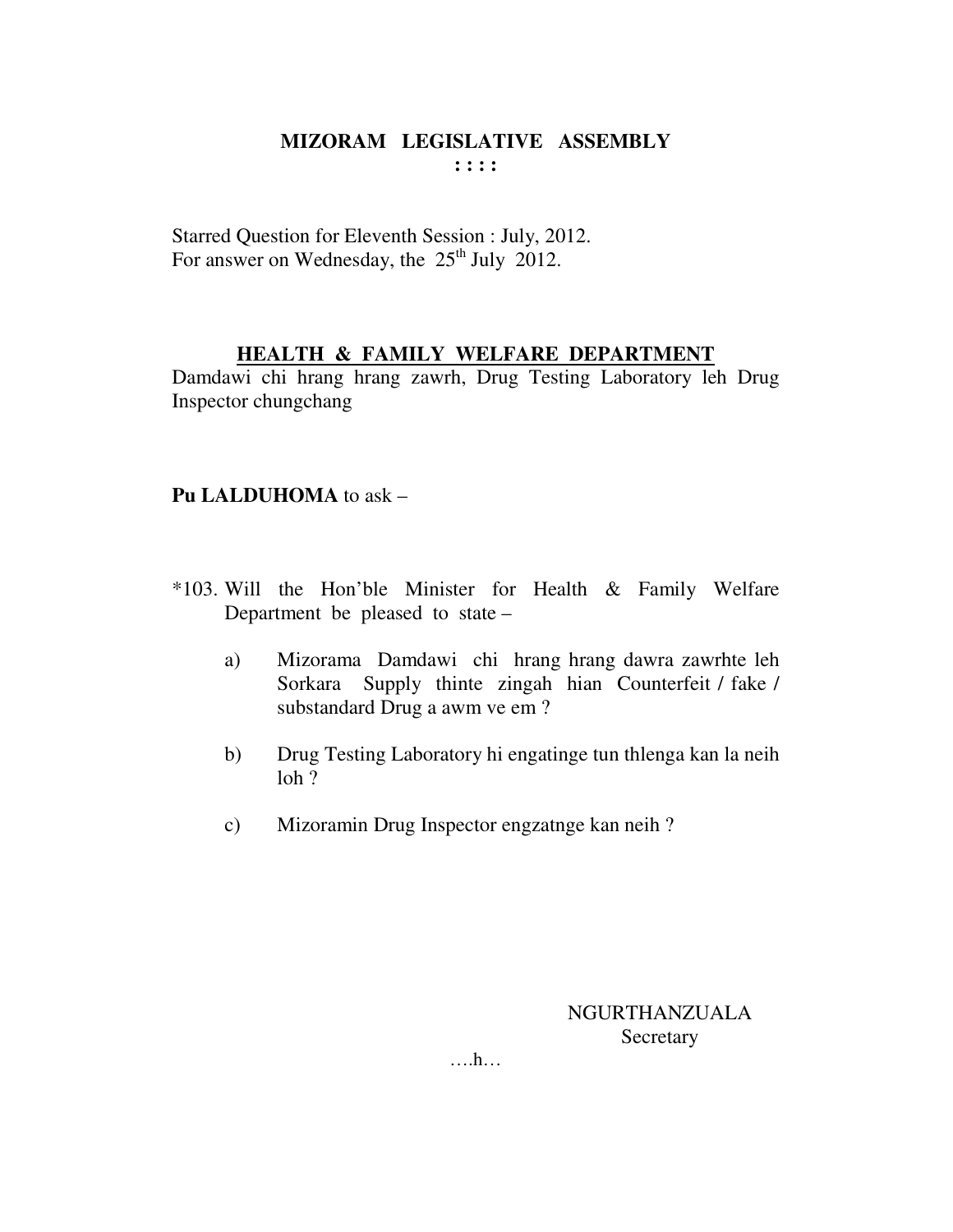# MIZORAM LEGISLATIVE ASSEMBLY

**: : : :**

Starred Question for Eleventh Session : July, 2012.
For answer on Wednesday, the 25th July 2012.

## HEALTH & FAMILY WELFARE DEPARTMENT

Damdawi chi hrang hrang zawrh, Drug Testing Laboratory leh Drug Inspector chungchang

**Pu LALDUHOMA** to ask –

*103. Will the Hon'ble Minister for Health & Family Welfare Department be pleased to state –

a) Mizorama Damdawi chi hrang hrang dawra zawrhte leh Sorkara Supply thinte zingah hian Counterfeit / fake / substandard Drug a awm ve em ?

b) Drug Testing Laboratory hi engatinge tun thlenga kan la neih loh ?

c) Mizoramin Drug Inspector engzatnge kan neih ?

NGURTHANZUALA
Secretary

….h…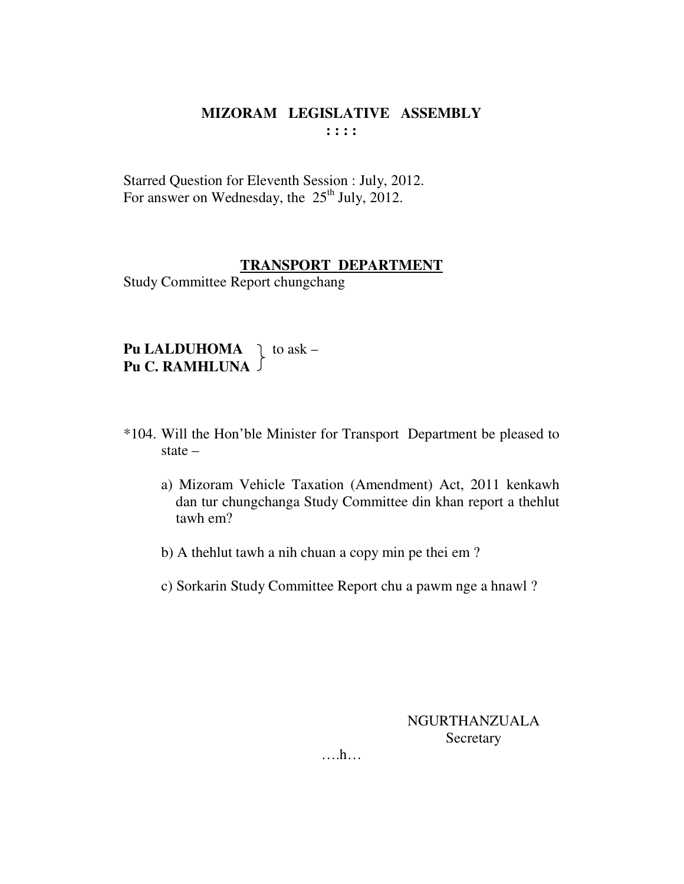# MIZORAM LEGISLATIVE ASSEMBLY

**: : : :**

Starred Question for Eleventh Session : July, 2012.
For answer on Wednesday, the 25th July, 2012.

## TRANSPORT DEPARTMENT

Study Committee Report chungchang

**Pu LALDUHOMA**
**Pu C. RAMHLUNA** } to ask –

*104. Will the Hon'ble Minister for Transport Department be pleased to state –

a) Mizoram Vehicle Taxation (Amendment) Act, 2011 kenkawh dan tur chungchanga Study Committee din khan report a thehlut tawh em?

b) A thehlut tawh a nih chuan a copy min pe thei em ?

c) Sorkarin Study Committee Report chu a pawm nge a hnawl ?

NGURTHANZUALA
Secretary

….h…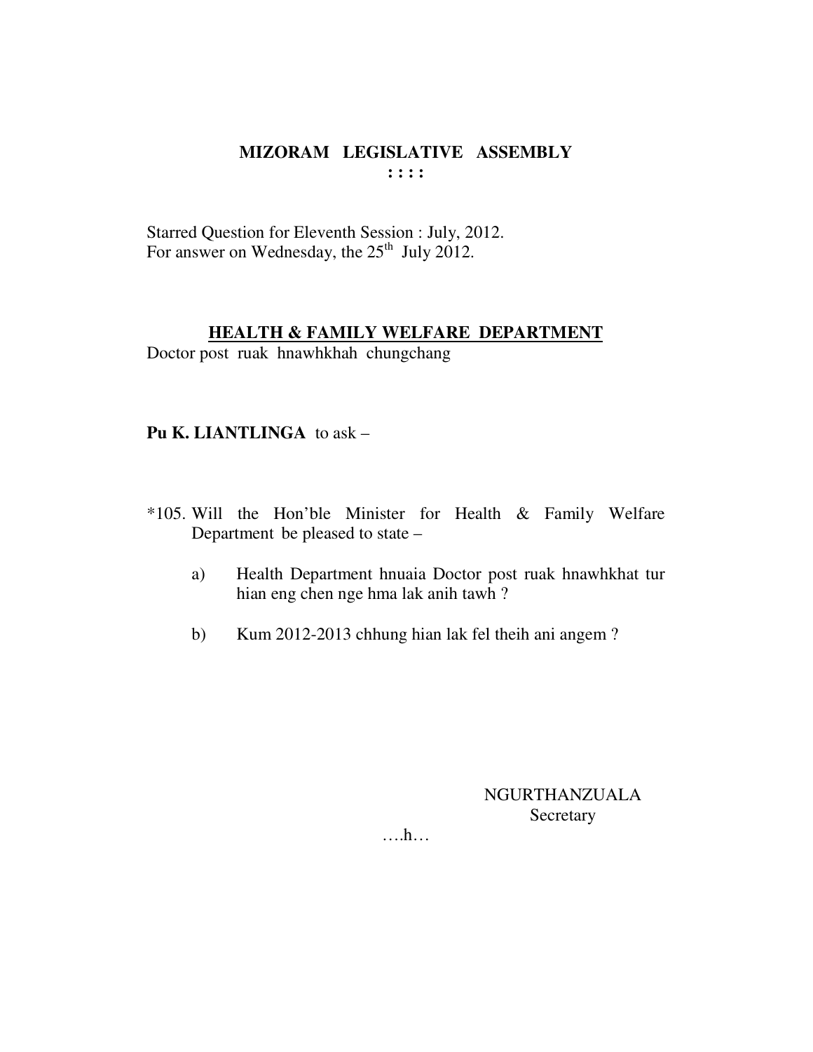# MIZORAM LEGISLATIVE ASSEMBLY

**: : : :**

Starred Question for Eleventh Session : July, 2012.
For answer on Wednesday, the 25th July 2012.

## HEALTH & FAMILY WELFARE DEPARTMENT

Doctor post ruak hnawhkhah chungchang

**Pu K. LIANTLINGA** to ask –

*105. Will the Hon'ble Minister for Health & Family Welfare Department be pleased to state –

a) Health Department hnuaia Doctor post ruak hnawhkhat tur hian eng chen nge hma lak anih tawh ?

b) Kum 2012-2013 chhung hian lak fel theih ani angem ?

NGURTHANZUALA
Secretary

….h…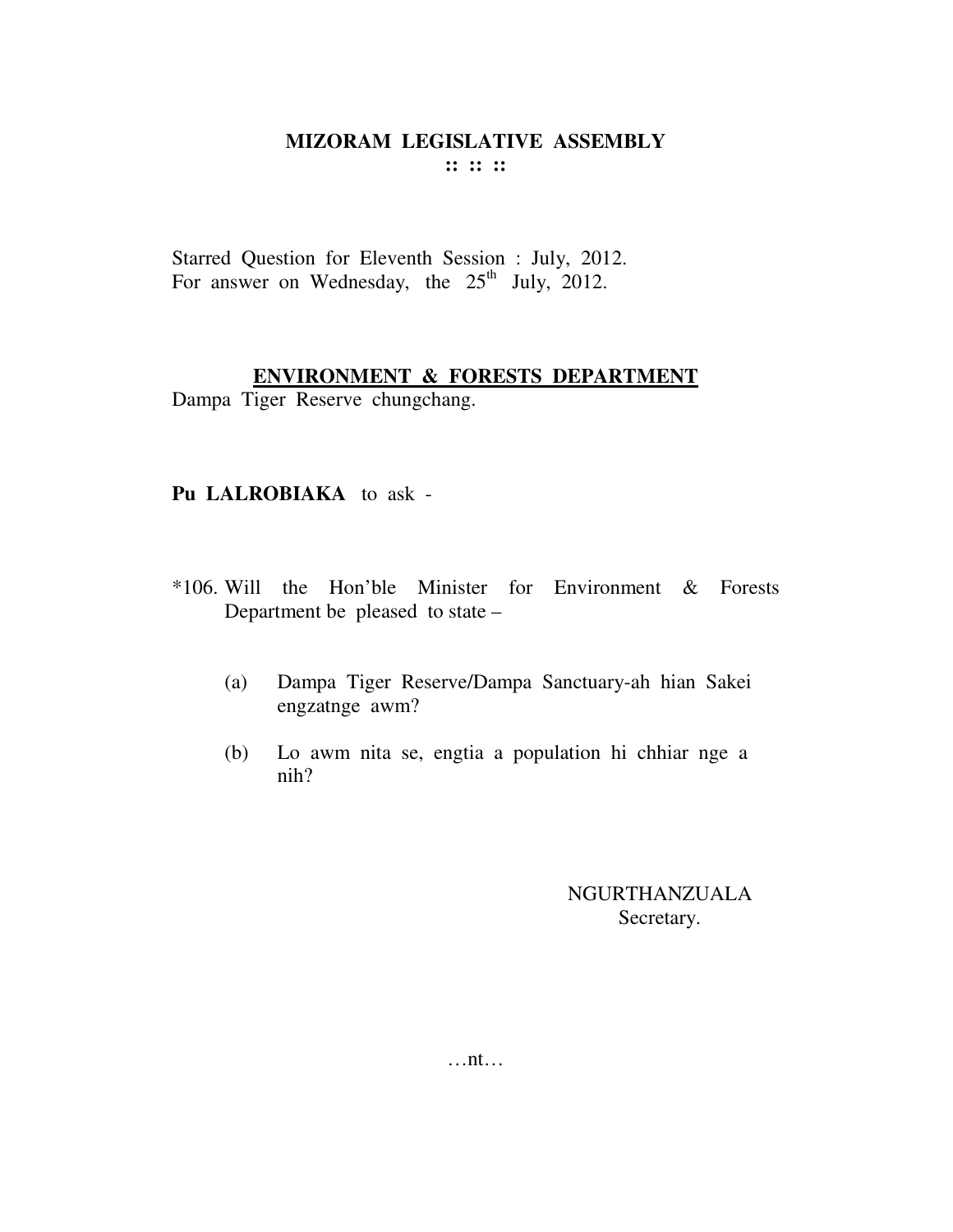**MIZORAM LEGISLATIVE ASSEMBLY**
**:: :: ::**

Starred Question for Eleventh Session : July, 2012.
For answer on Wednesday, the 25th July, 2012.

**ENVIRONMENT & FORESTS DEPARTMENT**

Dampa Tiger Reserve chungchang.

**Pu LALROBIAKA** to ask -

*106. Will the Hon'ble Minister for Environment & Forests Department be pleased to state –

(a) Dampa Tiger Reserve/Dampa Sanctuary-ah hian Sakei engzatnge awm?

(b) Lo awm nita se, engtia a population hi chhiar nge a nih?

NGURTHANZUALA
Secretary.

…nt…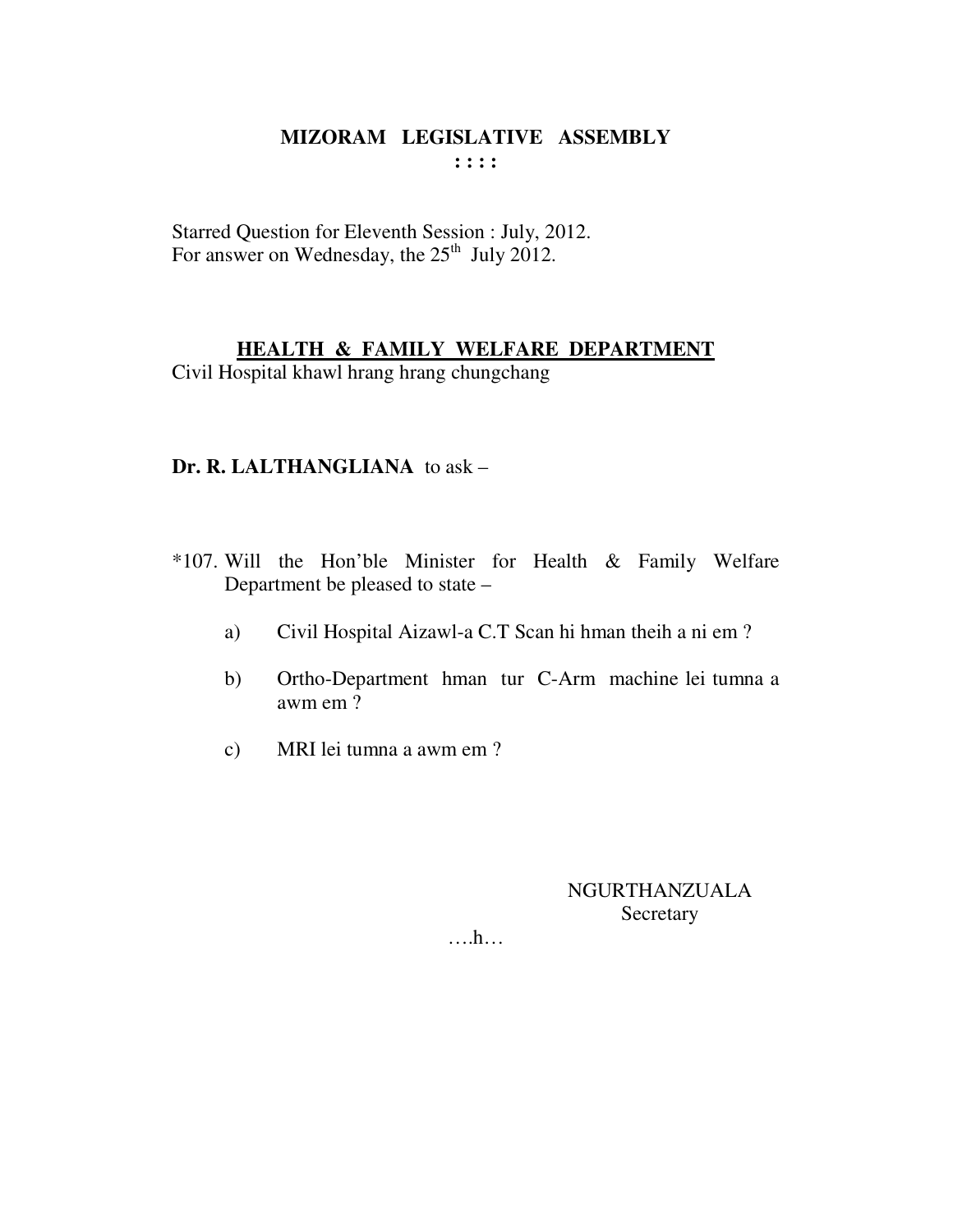# MIZORAM LEGISLATIVE ASSEMBLY

**: : : :**

Starred Question for Eleventh Session : July, 2012.
For answer on Wednesday, the 25th July 2012.

**HEALTH & FAMILY WELFARE DEPARTMENT**
Civil Hospital khawl hrang hrang chungchang

**Dr. R. LALTHANGLIANA** to ask –

*107. Will the Hon'ble Minister for Health & Family Welfare Department be pleased to state –

a) Civil Hospital Aizawl-a C.T Scan hi hman theih a ni em ?

b) Ortho-Department hman tur C-Arm machine lei tumna a awm em ?

c) MRI lei tumna a awm em ?

NGURTHANZUALA
Secretary

….h…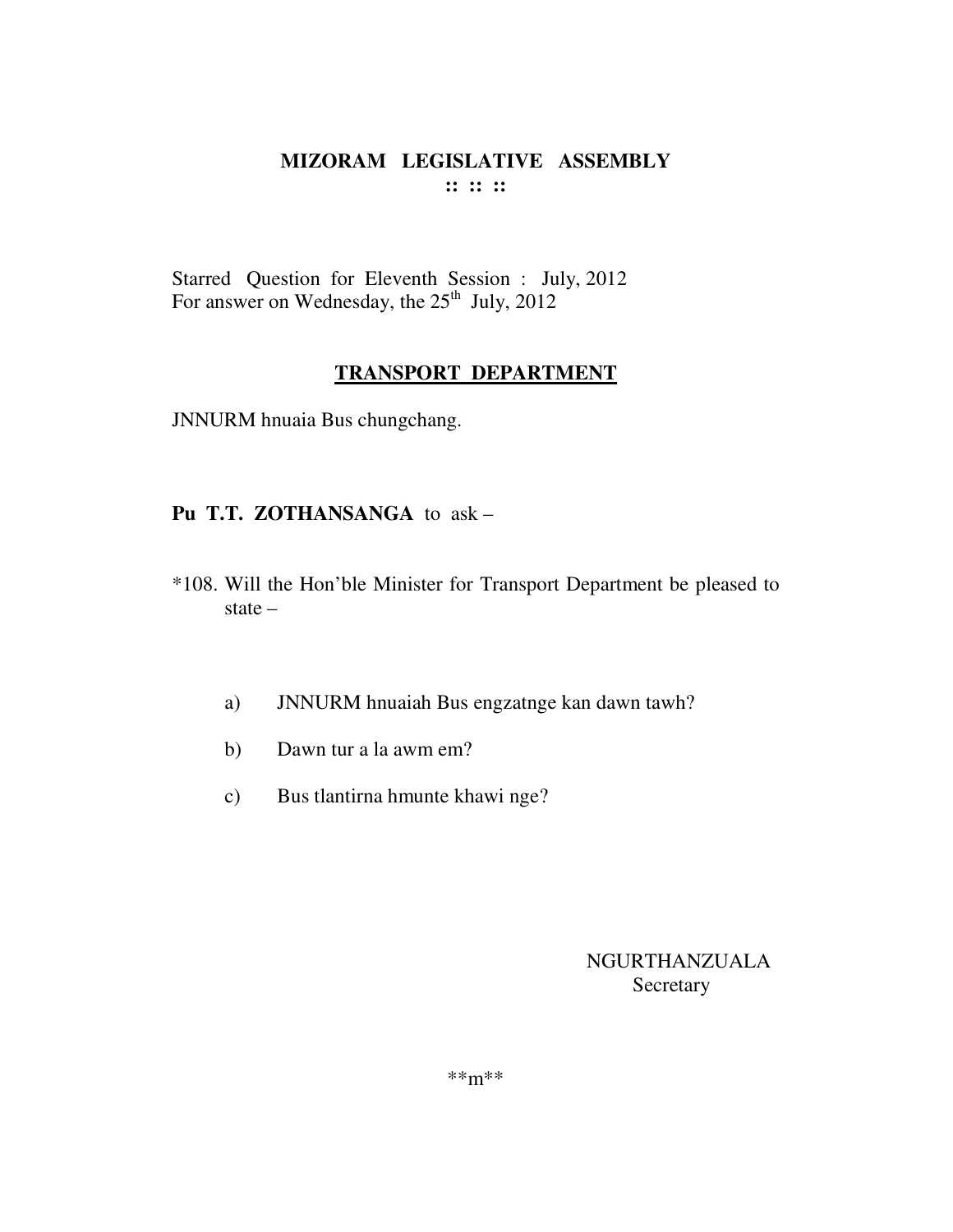# MIZORAM LEGISLATIVE ASSEMBLY

**:: :: ::**

Starred Question for Eleventh Session : July, 2012
For answer on Wednesday, the 25th July, 2012

## TRANSPORT DEPARTMENT

JNNURM hnuaia Bus chungchang.

**Pu T.T. ZOTHANSANGA** to ask –

*108. Will the Hon'ble Minister for Transport Department be pleased to state –

a) JNNURM hnuaiah Bus engzatnge kan dawn tawh?

b) Dawn tur a la awm em?

c) Bus tlantirna hmunte khawi nge?

NGURTHANZUALA
Secretary

**m**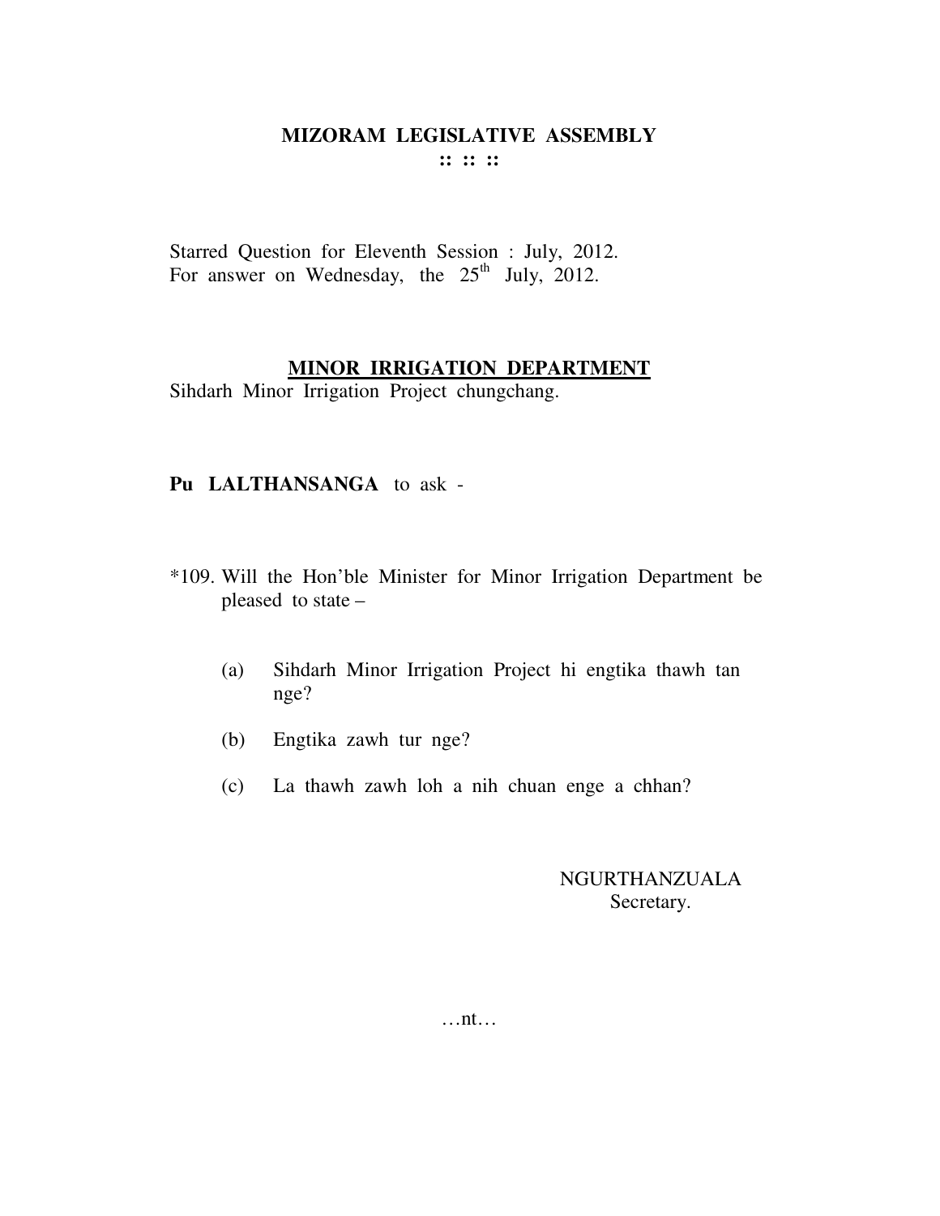# MIZORAM LEGISLATIVE ASSEMBLY

:: :: ::

Starred Question for Eleventh Session : July, 2012.
For answer on Wednesday, the 25th July, 2012.

## MINOR IRRIGATION DEPARTMENT

Sihdarh Minor Irrigation Project chungchang.

**Pu LALTHANSANGA** to ask -

*109. Will the Hon'ble Minister for Minor Irrigation Department be pleased to state –

(a) Sihdarh Minor Irrigation Project hi engtika thawh tan nge?

(b) Engtika zawh tur nge?

(c) La thawh zawh loh a nih chuan enge a chhan?

NGURTHANZUALA
Secretary.

…nt…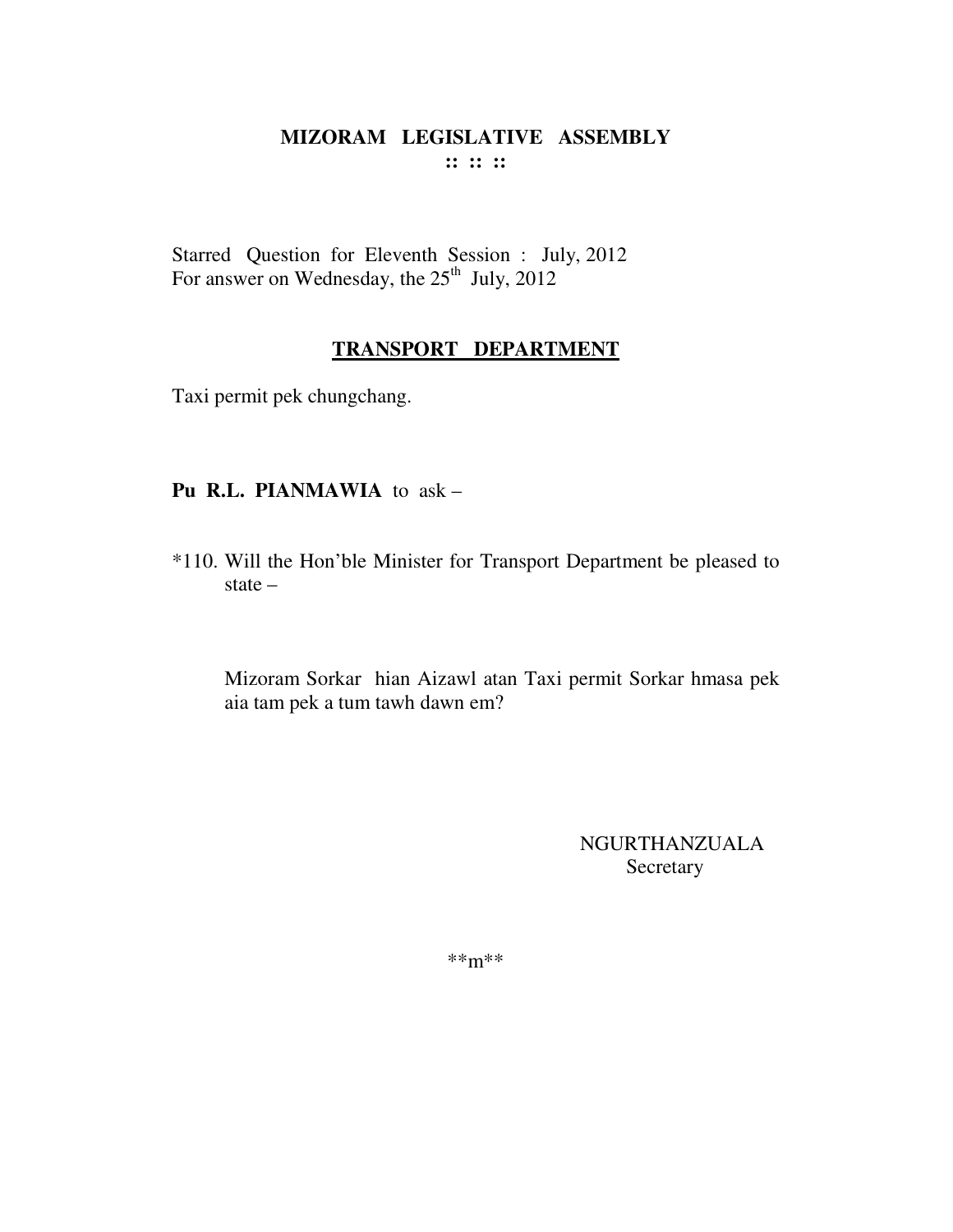# MIZORAM LEGISLATIVE ASSEMBLY

**:: :: ::**

Starred Question for Eleventh Session : July, 2012
For answer on Wednesday, the 25th July, 2012

## TRANSPORT DEPARTMENT

Taxi permit pek chungchang.

**Pu R.L. PIANMAWIA** to ask –

*110. Will the Hon'ble Minister for Transport Department be pleased to state –

Mizoram Sorkar hian Aizawl atan Taxi permit Sorkar hmasa pek aia tam pek a tum tawh dawn em?

NGURTHANZUALA
Secretary

**m**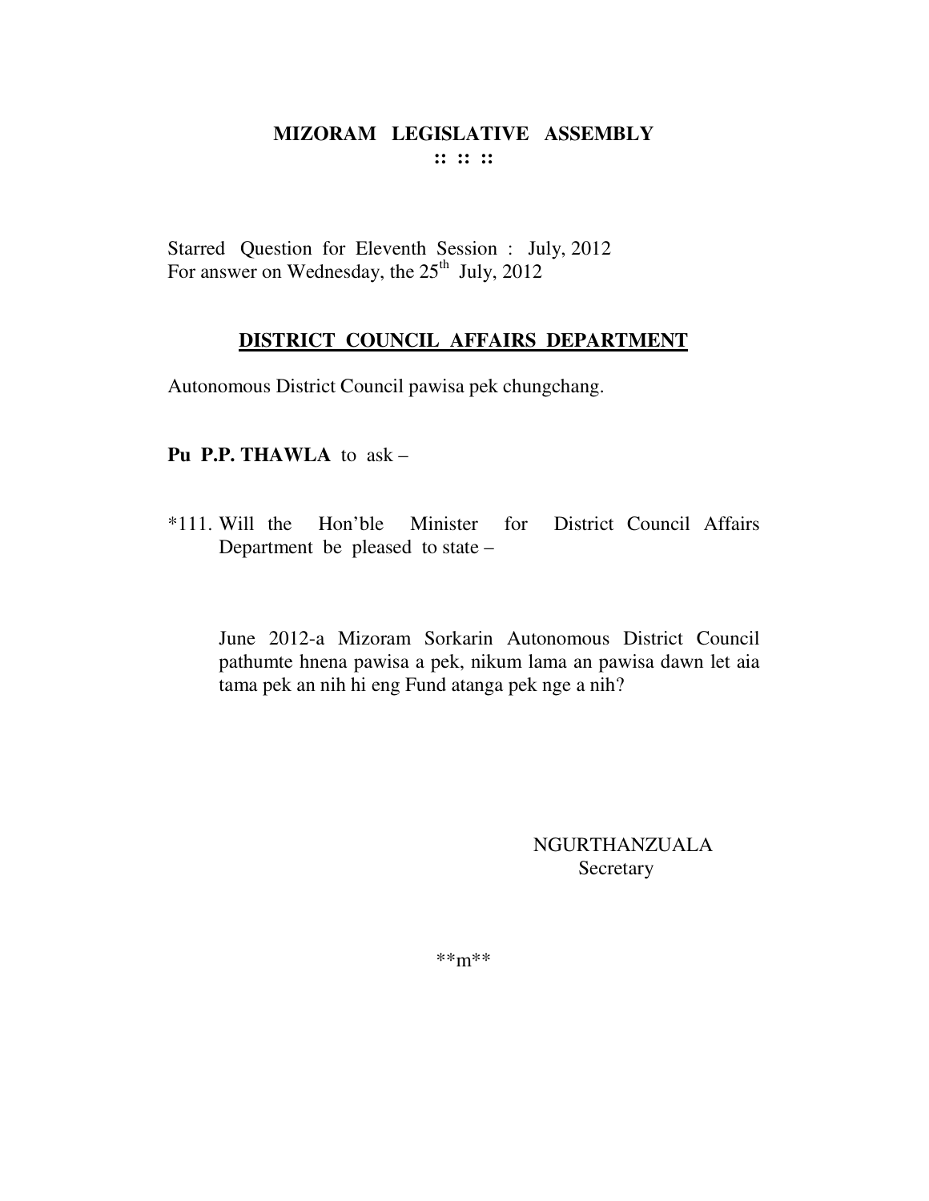# MIZORAM LEGISLATIVE ASSEMBLY

**:: :: ::**

Starred Question for Eleventh Session : July, 2012
For answer on Wednesday, the 25th July, 2012

## DISTRICT COUNCIL AFFAIRS DEPARTMENT

Autonomous District Council pawisa pek chungchang.

**Pu P.P. THAWLA** to ask –

*111. Will the Hon'ble Minister for District Council Affairs Department be pleased to state –

June 2012-a Mizoram Sorkarin Autonomous District Council pathumte hnena pawisa a pek, nikum lama an pawisa dawn let aia tama pek an nih hi eng Fund atanga pek nge a nih?

NGURTHANZUALA
Secretary

**m**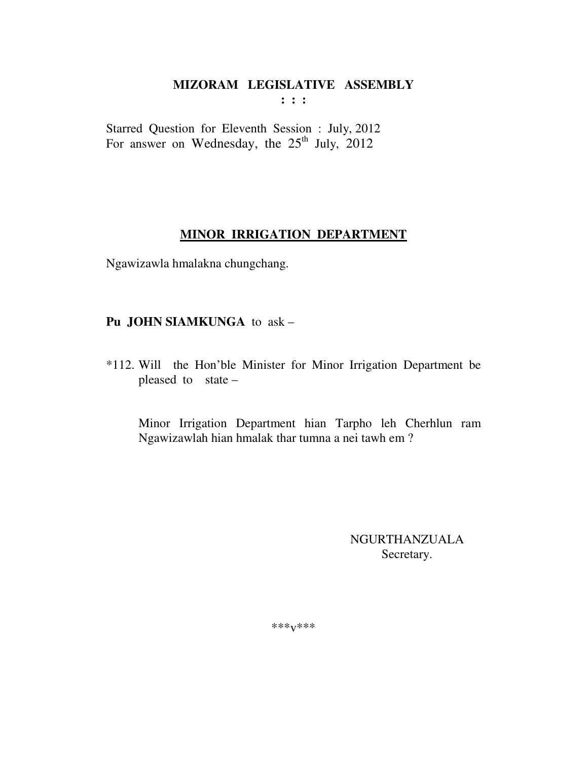# MIZORAM LEGISLATIVE ASSEMBLY

**: : :**

Starred Question for Eleventh Session : July, 2012
For answer on Wednesday, the 25th July, 2012

## MINOR IRRIGATION DEPARTMENT

Ngawizawla hmalakna chungchang.

**Pu JOHN SIAMKUNGA** to ask –

*112. Will the Hon'ble Minister for Minor Irrigation Department be pleased to state –

Minor Irrigation Department hian Tarpho leh Cherhlun ram Ngawizawlah hian hmalak thar tumna a nei tawh em ?

NGURTHANZUALA
Secretary.

***v***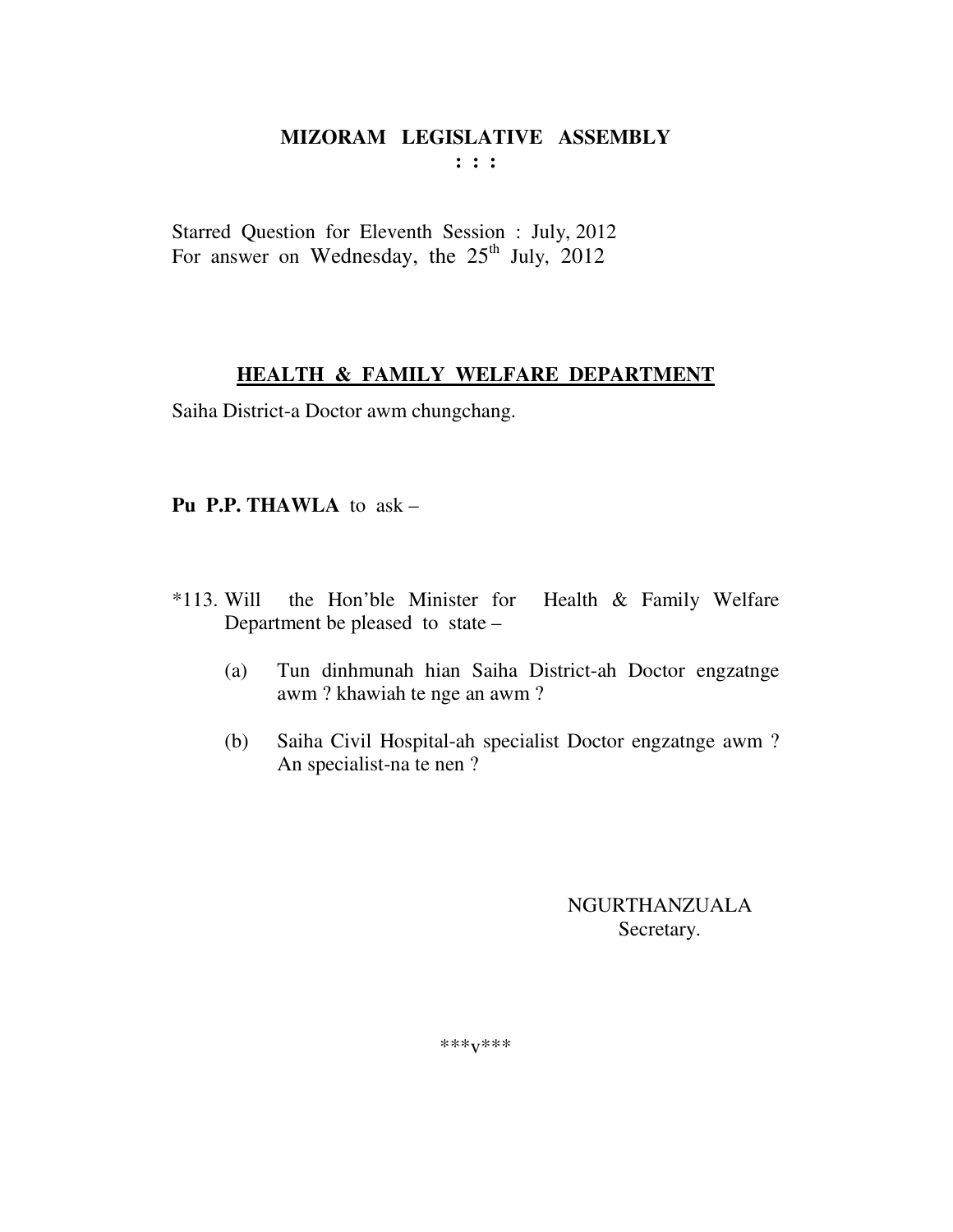# MIZORAM LEGISLATIVE ASSEMBLY

**: : :**

Starred Question for Eleventh Session : July, 2012
For answer on Wednesday, the 25th July, 2012

## HEALTH & FAMILY WELFARE DEPARTMENT

Saiha District-a Doctor awm chungchang.

**Pu P.P. THAWLA** to ask –

*113. Will the Hon'ble Minister for Health & Family Welfare Department be pleased to state –

(a) Tun dinhmunah hian Saiha District-ah Doctor engzatnge awm ? khawiah te nge an awm ?

(b) Saiha Civil Hospital-ah specialist Doctor engzatnge awm ? An specialist-na te nen ?

NGURTHANZUALA
Secretary.

***v***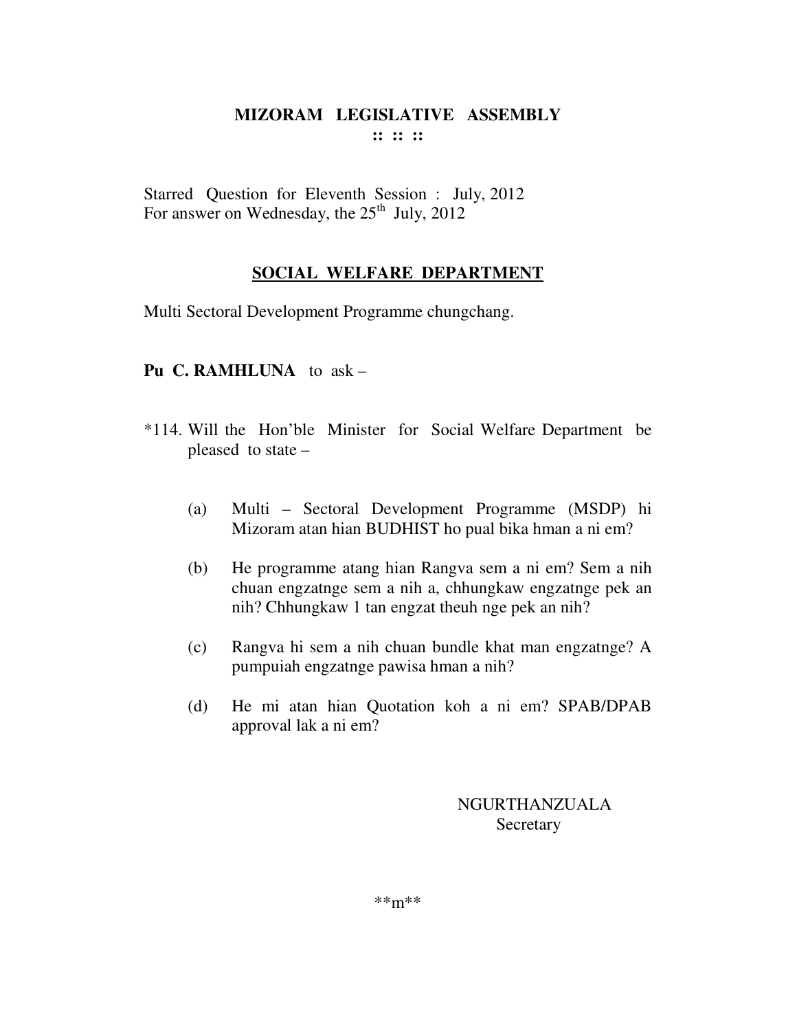# MIZORAM LEGISLATIVE ASSEMBLY

**:: :: ::**

Starred Question for Eleventh Session : July, 2012
For answer on Wednesday, the 25th July, 2012

## SOCIAL WELFARE DEPARTMENT

Multi Sectoral Development Programme chungchang.

**Pu C. RAMHLUNA** to ask –

*114. Will the Hon'ble Minister for Social Welfare Department be pleased to state –

(a) Multi – Sectoral Development Programme (MSDP) hi Mizoram atan hian BUDHIST ho pual bika hman a ni em?

(b) He programme atang hian Rangva sem a ni em? Sem a nih chuan engzatnge sem a nih a, chhungkaw engzatnge pek an nih? Chhungkaw 1 tan engzat theuh nge pek an nih?

(c) Rangva hi sem a nih chuan bundle khat man engzatnge? A pumpuiah engzatnge pawisa hman a nih?

(d) He mi atan hian Quotation koh a ni em? SPAB/DPAB approval lak a ni em?

NGURTHANZUALA
Secretary

**m**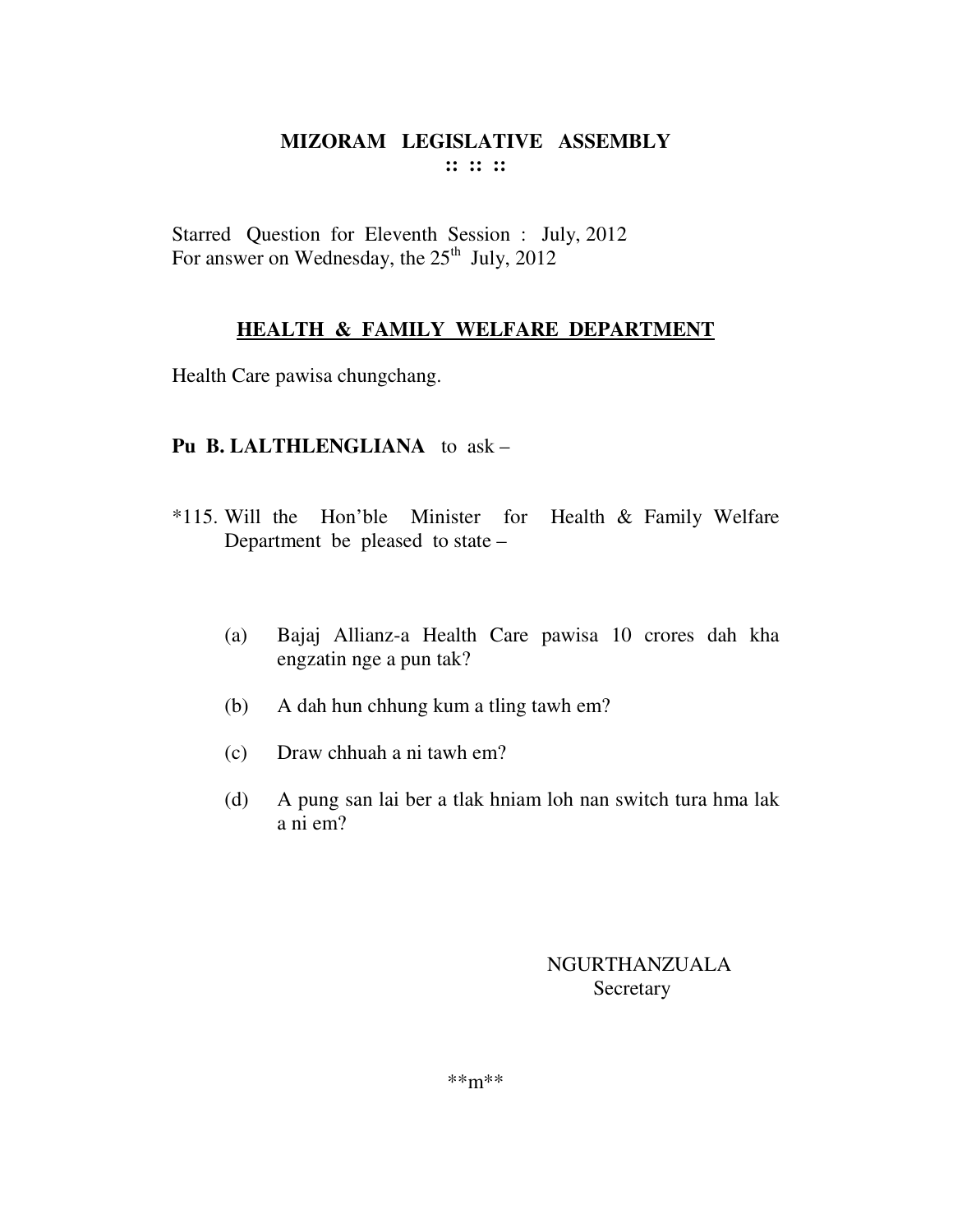# MIZORAM LEGISLATIVE ASSEMBLY

**:: :: ::**

Starred Question for Eleventh Session : July, 2012
For answer on Wednesday, the 25th July, 2012

## HEALTH & FAMILY WELFARE DEPARTMENT

Health Care pawisa chungchang.

**Pu B. LALTHLENGLIANA** to ask –

*115. Will the Hon'ble Minister for Health & Family Welfare Department be pleased to state –

(a) Bajaj Allianz-a Health Care pawisa 10 crores dah kha engzatin nge a pun tak?

(b) A dah hun chhung kum a tling tawh em?

(c) Draw chhuah a ni tawh em?

(d) A pung san lai ber a tlak hniam loh nan switch tura hma lak a ni em?

NGURTHANZUALA
Secretary

**m**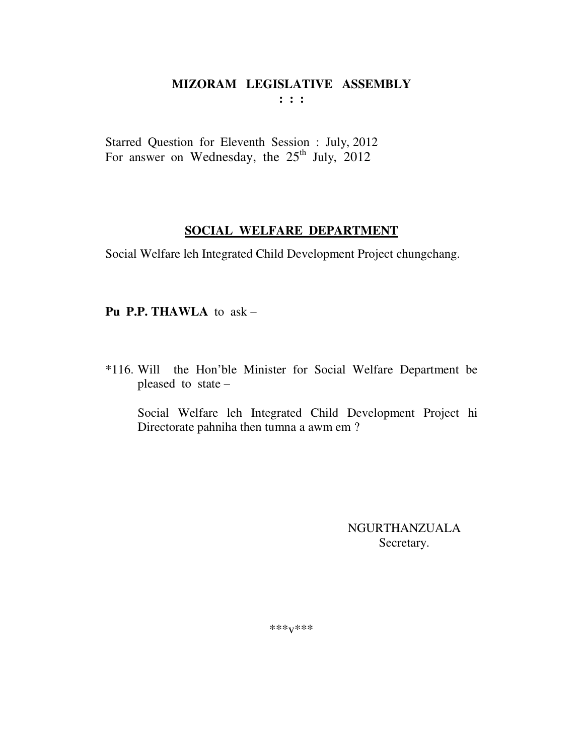# MIZORAM LEGISLATIVE ASSEMBLY

**: : :**

Starred Question for Eleventh Session : July, 2012
For answer on Wednesday, the 25th July, 2012

## SOCIAL WELFARE DEPARTMENT

Social Welfare leh Integrated Child Development Project chungchang.

**Pu P.P. THAWLA** to ask –

*116. Will the Hon'ble Minister for Social Welfare Department be pleased to state –

Social Welfare leh Integrated Child Development Project hi Directorate pahniha then tumna a awm em ?

NGURTHANZUALA
Secretary.

***v***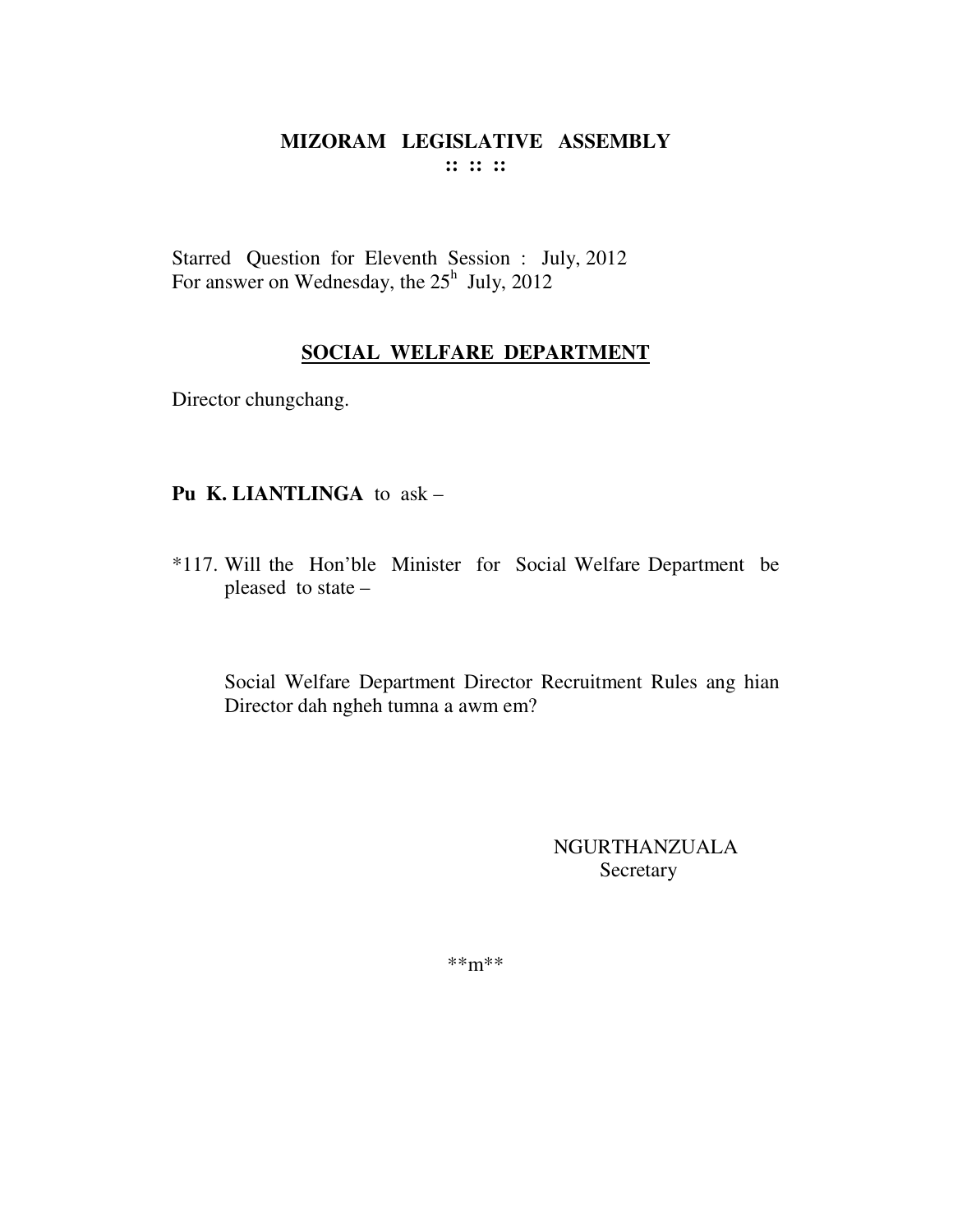# MIZORAM LEGISLATIVE ASSEMBLY

**:: :: ::**

Starred Question for Eleventh Session : July, 2012
For answer on Wednesday, the 25h July, 2012

## SOCIAL WELFARE DEPARTMENT

Director chungchang.

**Pu K. LIANTLINGA** to ask –

*117. Will the Hon'ble Minister for Social Welfare Department be pleased to state –

Social Welfare Department Director Recruitment Rules ang hian Director dah ngheh tumna a awm em?

NGURTHANZUALA
Secretary

**m**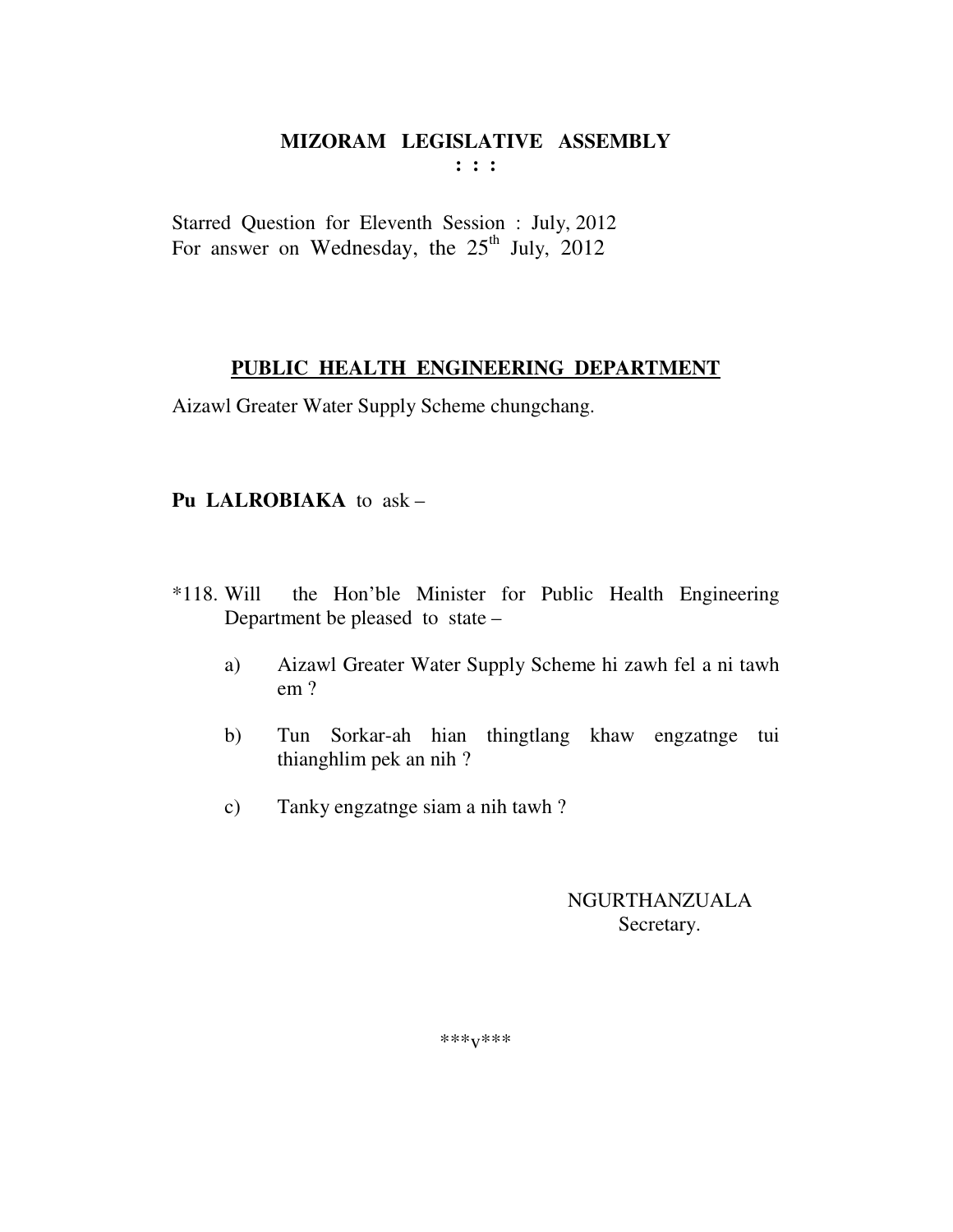# MIZORAM LEGISLATIVE ASSEMBLY

**: : :**

Starred Question for Eleventh Session : July, 2012
For answer on Wednesday, the 25th July, 2012

## PUBLIC HEALTH ENGINEERING DEPARTMENT

Aizawl Greater Water Supply Scheme chungchang.

**Pu LALROBIAKA** to ask –

*118. Will the Hon'ble Minister for Public Health Engineering Department be pleased to state –

a) Aizawl Greater Water Supply Scheme hi zawh fel a ni tawh em ?

b) Tun Sorkar-ah hian thingtlang khaw engzatnge tui thianghlim pek an nih ?

c) Tanky engzatnge siam a nih tawh ?

NGURTHANZUALA
Secretary.

***v***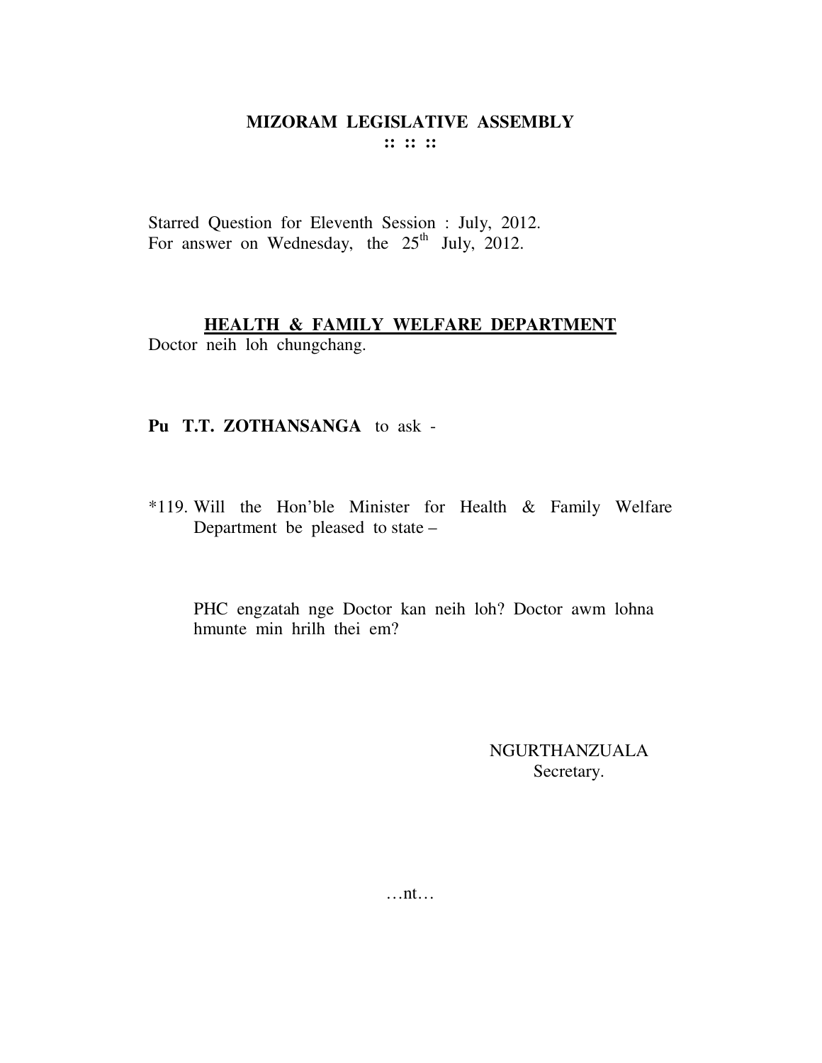# MIZORAM LEGISLATIVE ASSEMBLY

**:: :: ::**

Starred Question for Eleventh Session : July, 2012.
For answer on Wednesday, the 25th July, 2012.

## HEALTH & FAMILY WELFARE DEPARTMENT

Doctor neih loh chungchang.

**Pu T.T. ZOTHANSANGA** to ask -

*119. Will the Hon'ble Minister for Health & Family Welfare Department be pleased to state –

PHC engzatah nge Doctor kan neih loh? Doctor awm lohna hmunte min hrilh thei em?

NGURTHANZUALA
Secretary.

…nt…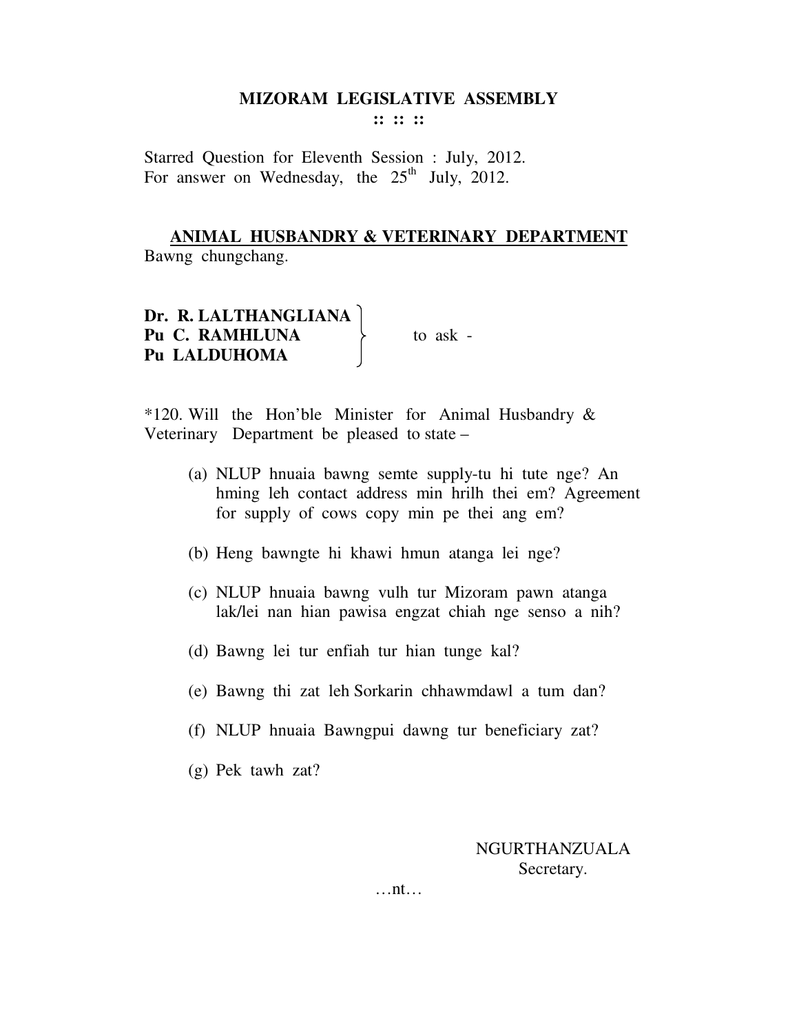# MIZORAM LEGISLATIVE ASSEMBLY

:: :: ::

Starred Question for Eleventh Session : July, 2012.
For answer on Wednesday, the 25th July, 2012.

## ANIMAL HUSBANDRY & VETERINARY DEPARTMENT

Bawng chungchang.

**Dr. R. LALTHANGLIANA**
**Pu C. RAMHLUNA**
**Pu LALDUHOMA**

to ask -

*120. Will the Hon'ble Minister for Animal Husbandry & Veterinary Department be pleased to state –

(a) NLUP hnuaia bawng semte supply-tu hi tute nge? An hming leh contact address min hrilh thei em? Agreement for supply of cows copy min pe thei ang em?

(b) Heng bawngte hi khawi hmun atanga lei nge?

(c) NLUP hnuaia bawng vulh tur Mizoram pawn atanga lak/lei nan hian pawisa engzat chiah nge senso a nih?

(d) Bawng lei tur enfiah tur hian tunge kal?

(e) Bawng thi zat leh Sorkarin chhawmdawl a tum dan?

(f) NLUP hnuaia Bawngpui dawng tur beneficiary zat?

(g) Pek tawh zat?

NGURTHANZUALA
Secretary.

…nt…